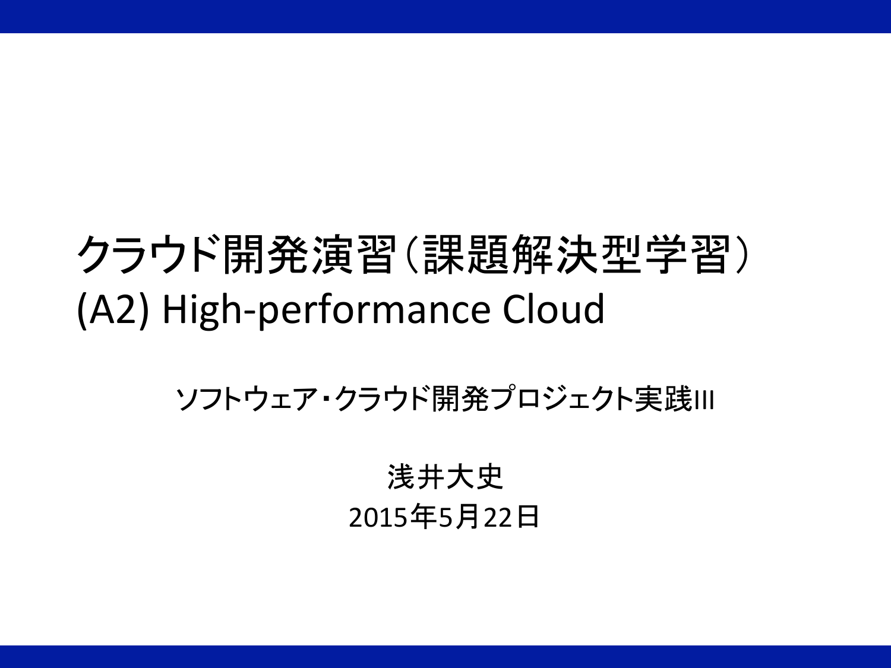# クラウド開発演習（課題解決型学習）
# (A2) High-performance Cloud

ソフトウェア・クラウド開発プロジェクト実践III

浅井大史

2015年5月22日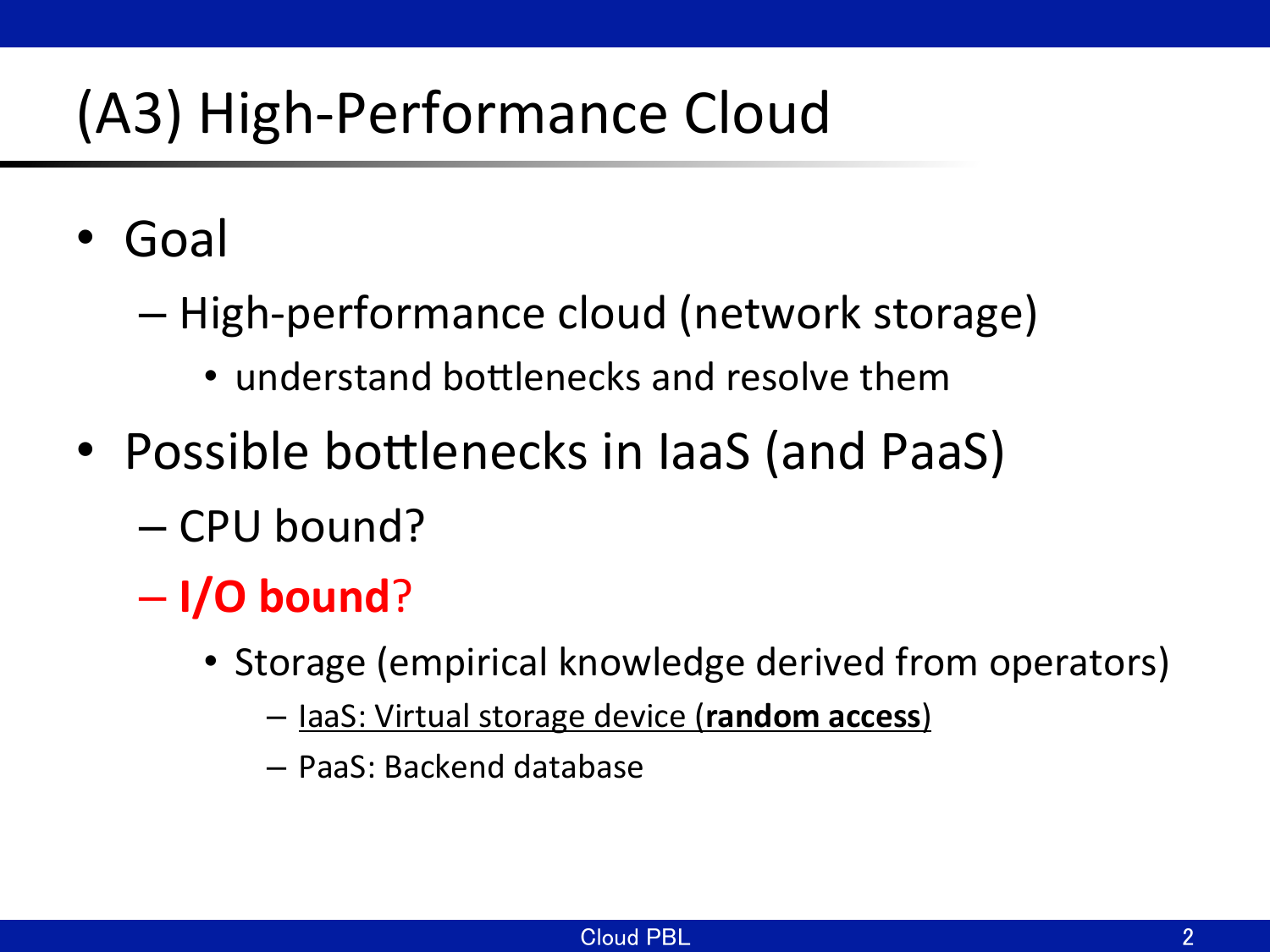# (A3) High-Performance Cloud

- Goal
  - High-performance cloud (network storage)
    - understand bottlenecks and resolve them
- Possible bottlenecks in IaaS (and PaaS)
  - CPU bound?
  - **I/O bound**?
    - Storage (empirical knowledge derived from operators)
      - IaaS: Virtual storage device (**random access**)
      - PaaS: Backend database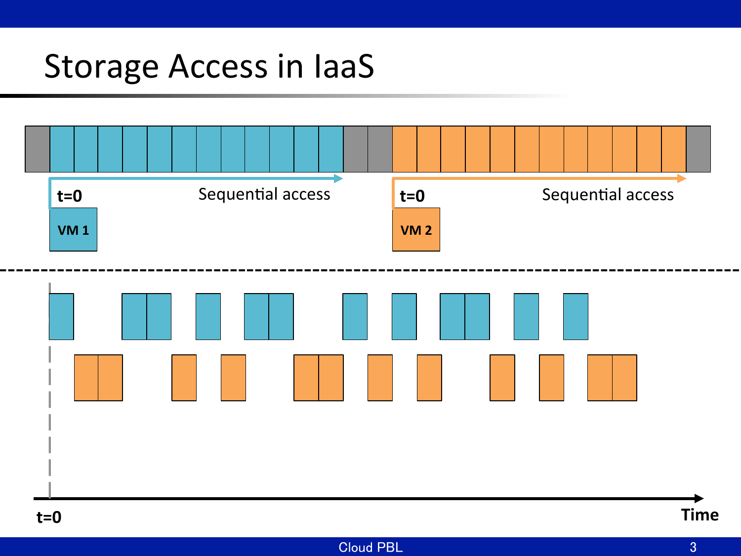# Storage Access in IaaS

t=0

Sequential access

VM 1

t=0

Sequential access

VM 2

t=0

Time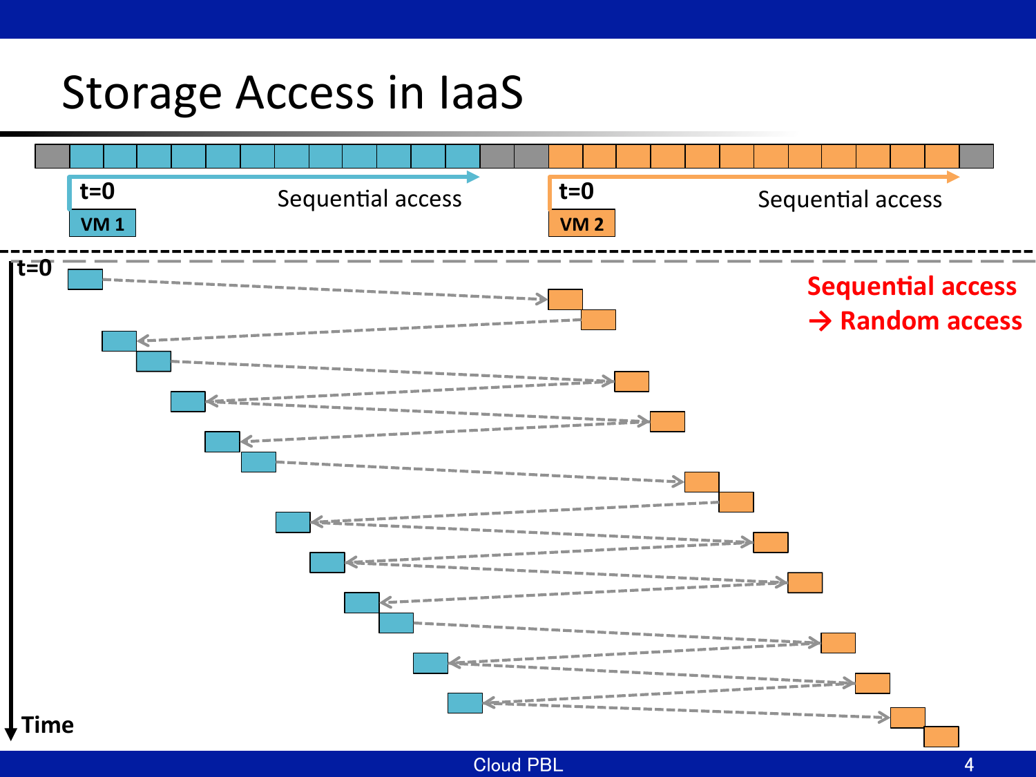# Storage Access in IaaS

t=0

VM 1

Sequential access

t=0

VM 2

Sequential access

t=0

Time

**Sequential access → Random access**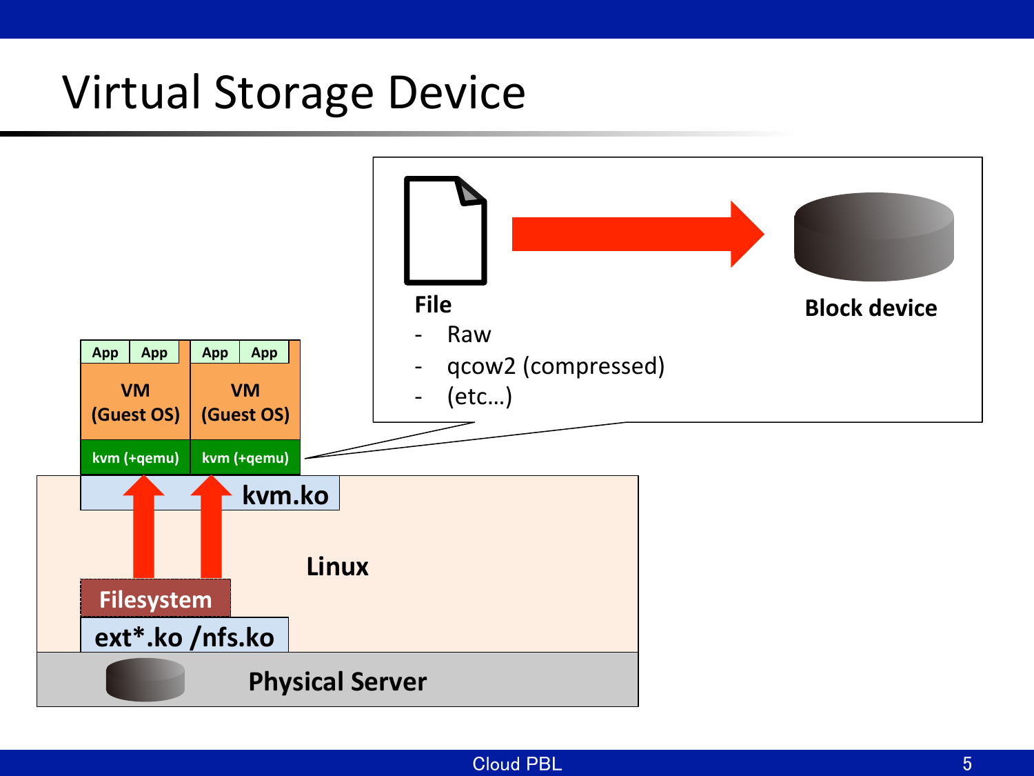# Virtual Storage Device

**File**

- Raw
- qcow2 (compressed)
- (etc…)

**Block device**

| App | App | App | App |
|---|---|---|---|
| VM (Guest OS) | | VM (Guest OS) | |
| kvm (+qemu) | | kvm (+qemu) | |

**kvm.ko**

**Linux**

**Filesystem**

**ext*.ko /nfs.ko**

**Physical Server**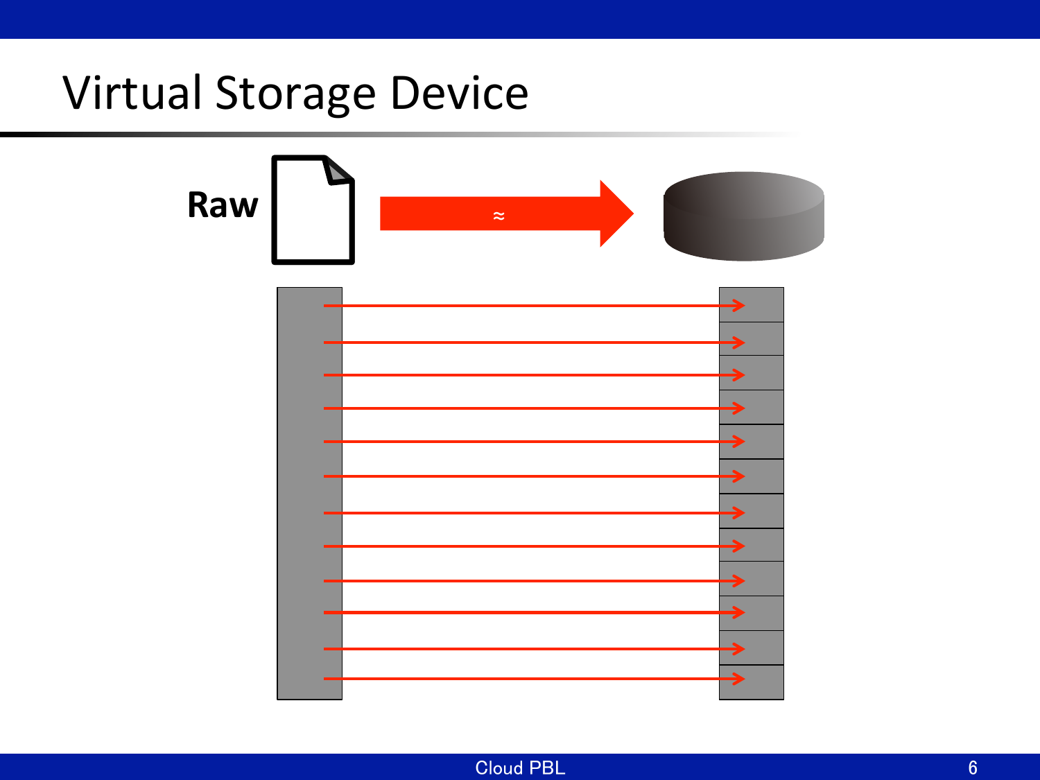# Virtual Storage Device

Raw

≈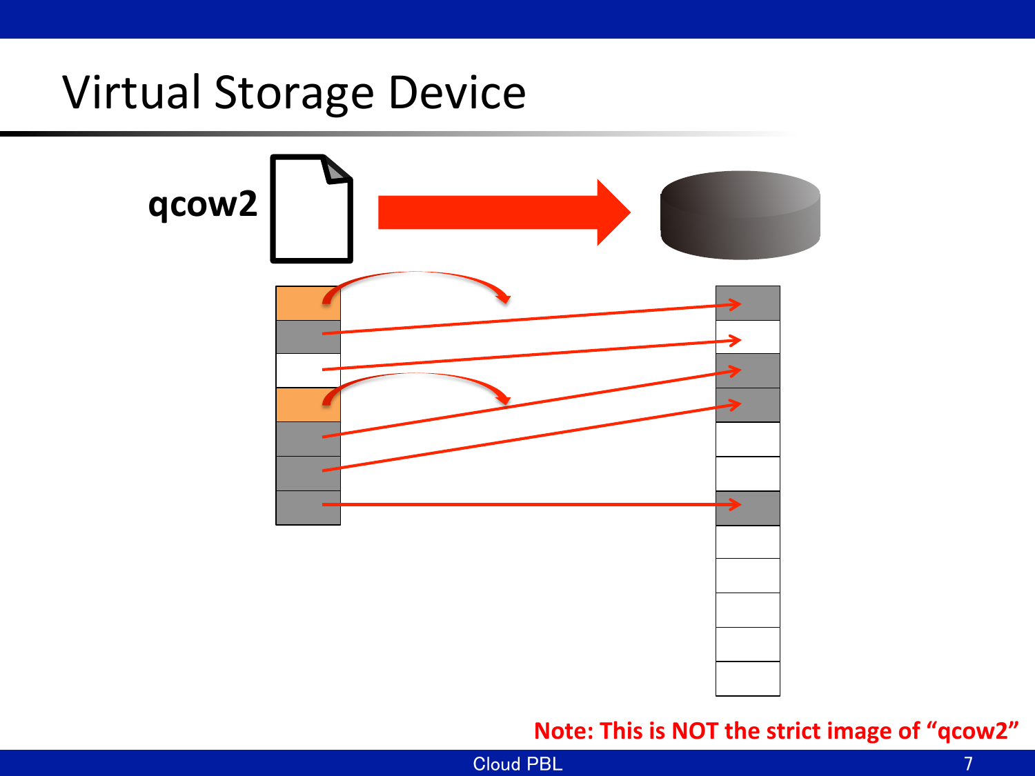# Virtual Storage Device

qcow2

Note: This is NOT the strict image of "qcow2"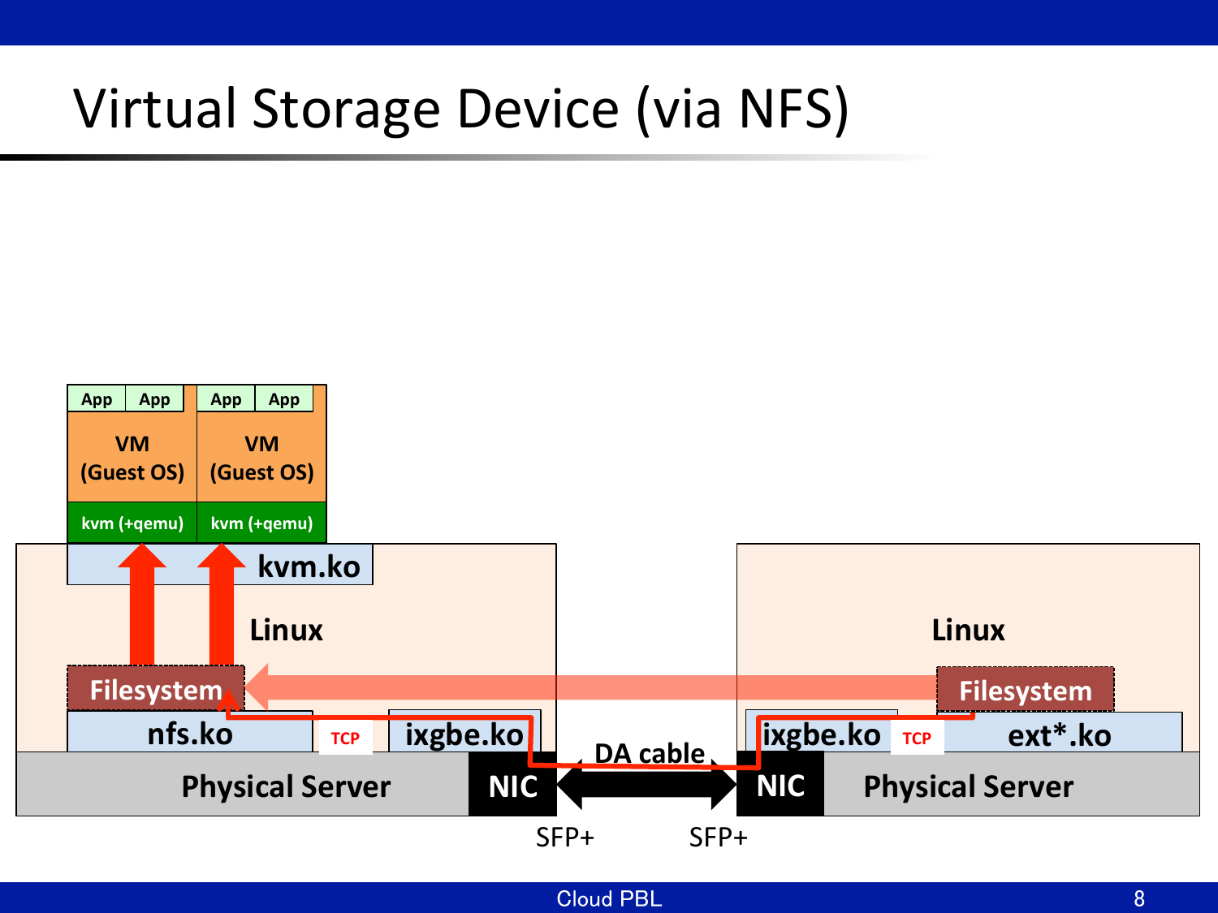# Virtual Storage Device (via NFS)

App | App | App | App

VM (Guest OS) | VM (Guest OS)

kvm (+qemu) | kvm (+qemu)

kvm.ko

Linux

Filesystem

nfs.ko | TCP | ixgbe.ko

Physical Server | NIC

DA cable

SFP+ | SFP+

Linux

Filesystem

ixgbe.ko | TCP | ext*.ko

NIC | Physical Server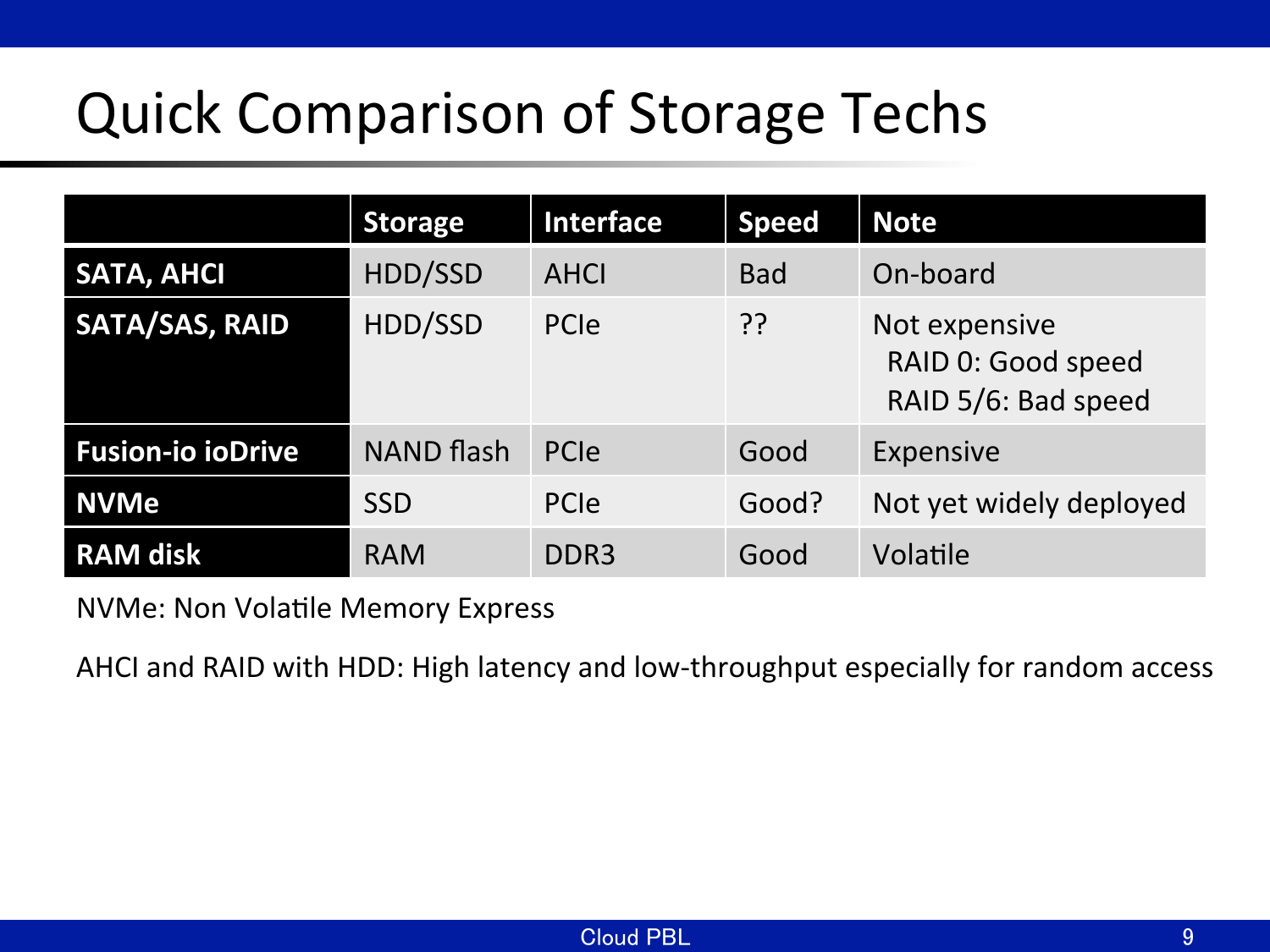# Quick Comparison of Storage Techs

| | Storage | Interface | Speed | Note |
|---|---|---|---|---|
| **SATA, AHCI** | HDD/SSD | AHCI | Bad | On-board |
| **SATA/SAS, RAID** | HDD/SSD | PCIe | ?? | Not expensive<br>RAID 0: Good speed<br>RAID 5/6: Bad speed |
| **Fusion-io ioDrive** | NAND flash | PCIe | Good | Expensive |
| **NVMe** | SSD | PCIe | Good? | Not yet widely deployed |
| **RAM disk** | RAM | DDR3 | Good | Volatile |

NVMe: Non Volatile Memory Express

AHCI and RAID with HDD: High latency and low-throughput especially for random access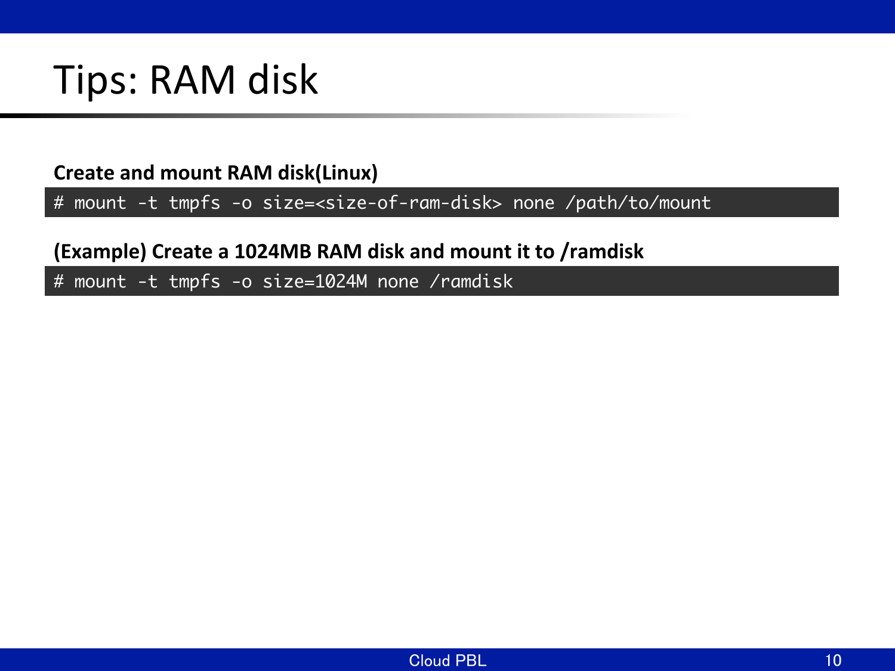# Tips: RAM disk

**Create and mount RAM disk(Linux)**

```
# mount -t tmpfs -o size=<size-of-ram-disk> none /path/to/mount
```

**(Example) Create a 1024MB RAM disk and mount it to /ramdisk**

```
# mount -t tmpfs -o size=1024M none /ramdisk
```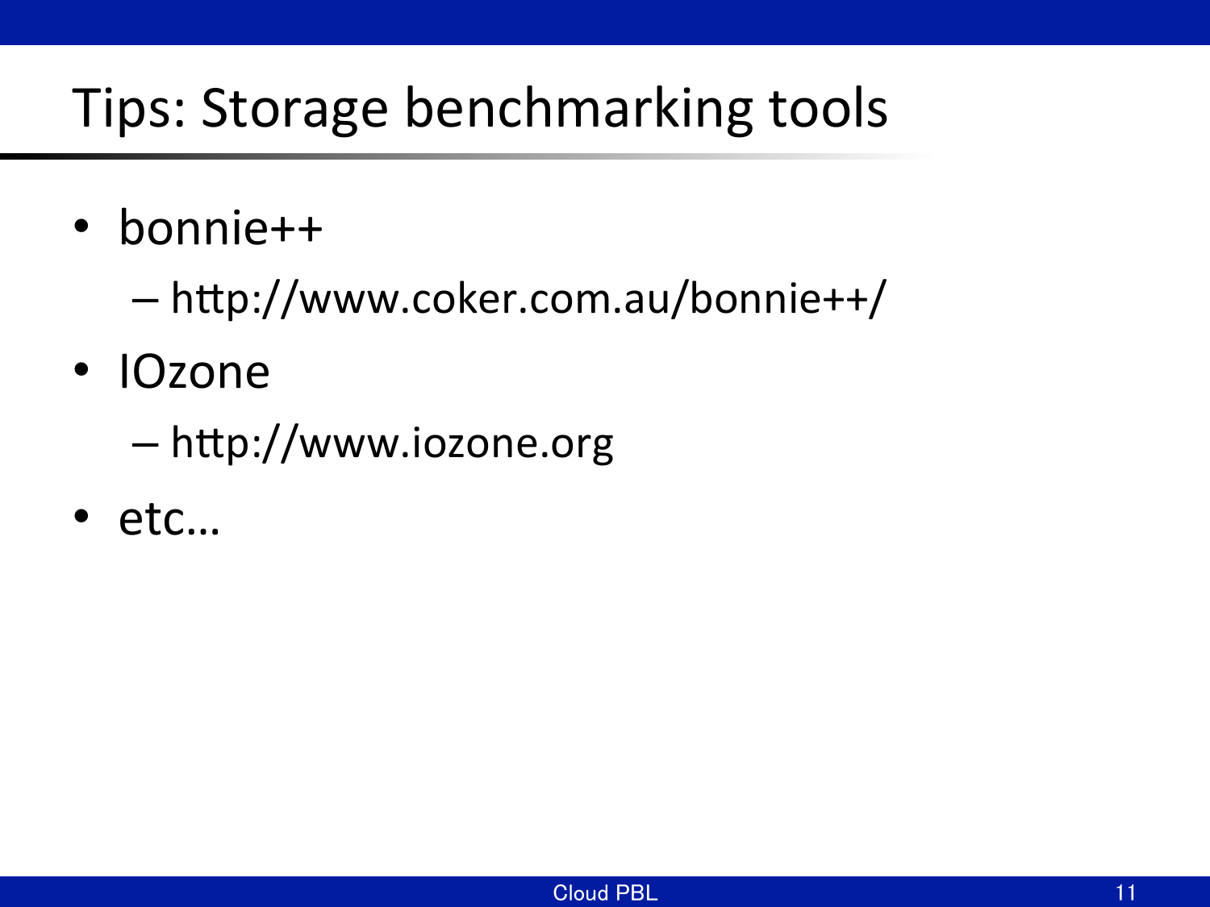# Tips: Storage benchmarking tools

- bonnie++
  - http://www.coker.com.au/bonnie++/
- IOzone
  - http://www.iozone.org
- etc…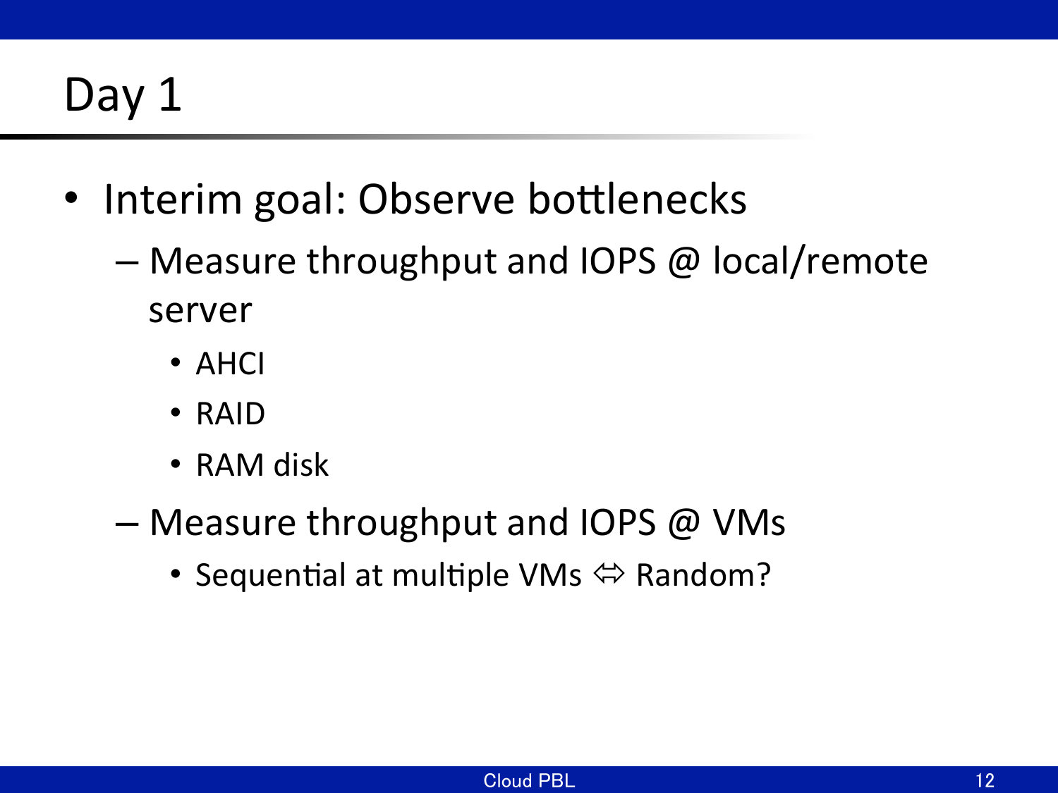# Day 1

- Interim goal: Observe bottlenecks
  - Measure throughput and IOPS @ local/remote server
    - AHCI
    - RAID
    - RAM disk
  - Measure throughput and IOPS @ VMs
    - Sequential at multiple VMs ⇔ Random?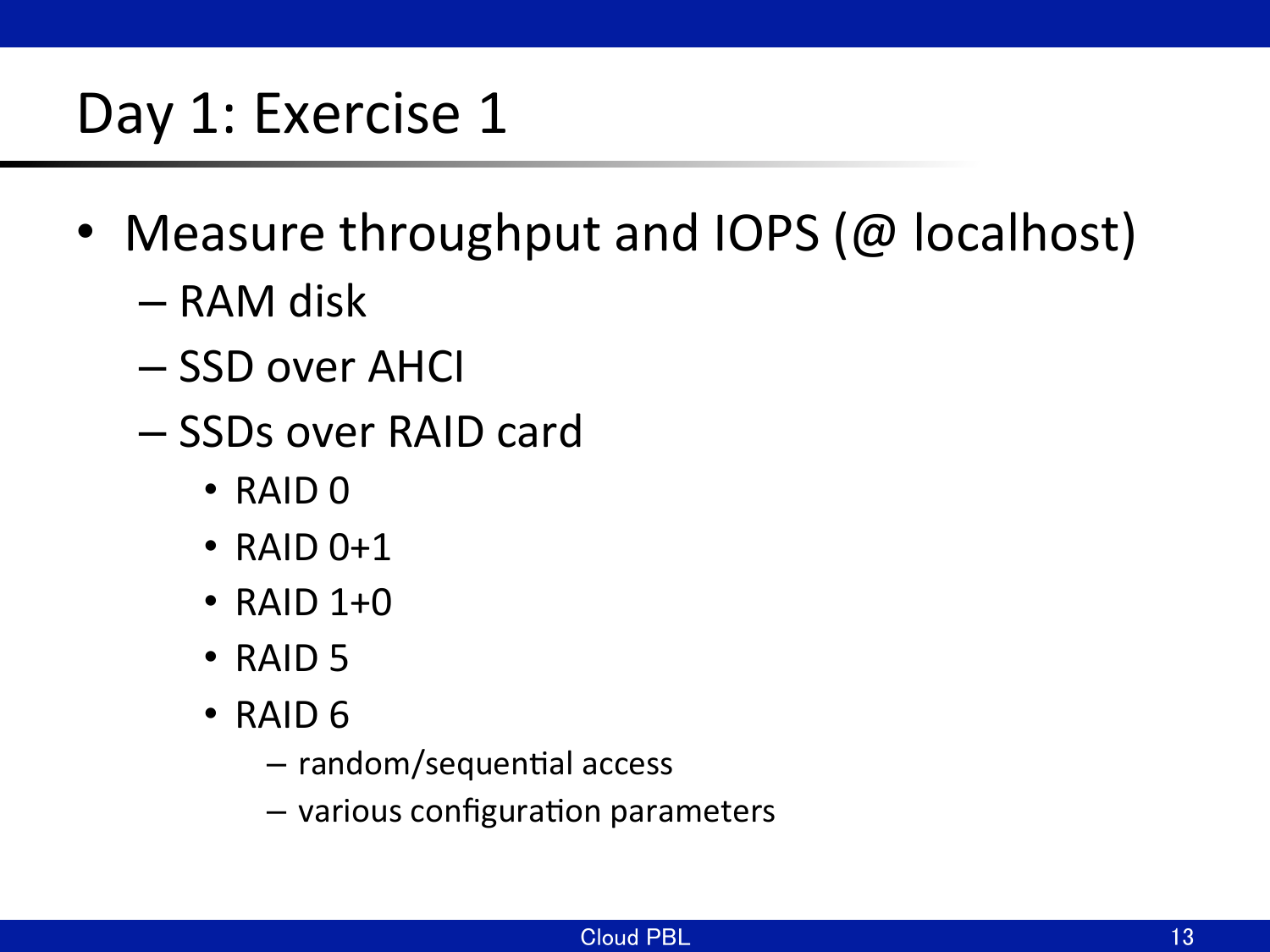# Day 1: Exercise 1

- Measure throughput and IOPS (@ localhost)
  - RAM disk
  - SSD over AHCI
  - SSDs over RAID card
    - RAID 0
    - RAID 0+1
    - RAID 1+0
    - RAID 5
    - RAID 6
      - random/sequential access
      - various configuration parameters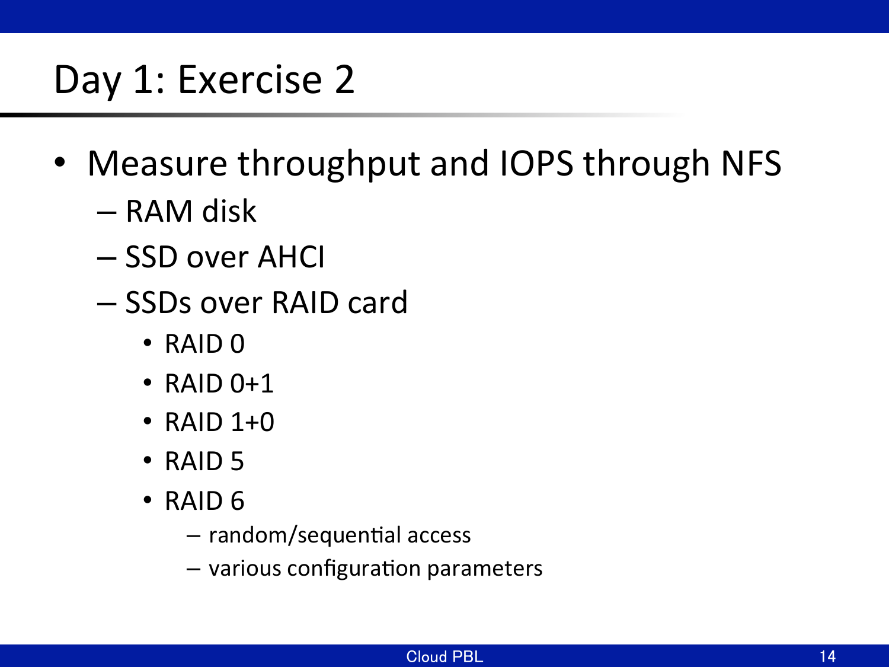# Day 1: Exercise 2

- Measure throughput and IOPS through NFS
  - RAM disk
  - SSD over AHCI
  - SSDs over RAID card
    - RAID 0
    - RAID 0+1
    - RAID 1+0
    - RAID 5
    - RAID 6
      - random/sequential access
      - various configuration parameters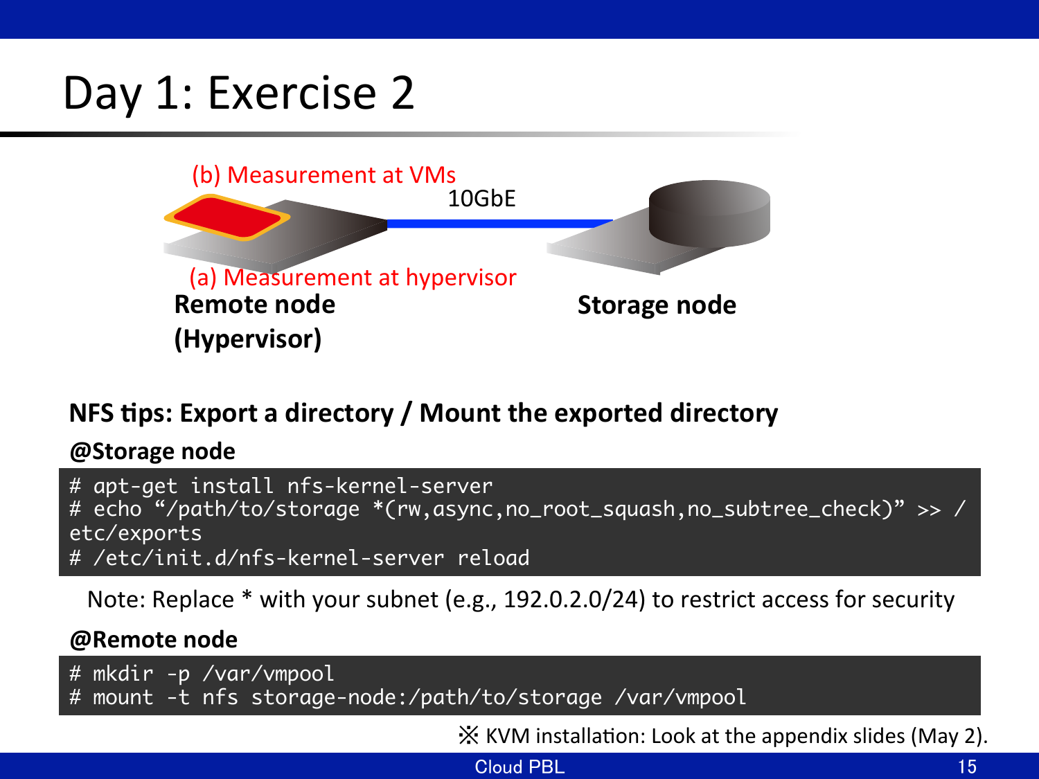# Day 1: Exercise 2

(b) Measurement at VMs

10GbE

(a) Measurement at hypervisor

**Remote node (Hypervisor)**

**Storage node**

**NFS tips: Export a directory / Mount the exported directory**

**@Storage node**

```
# apt-get install nfs-kernel-server
# echo "/path/to/storage *(rw,async,no_root_squash,no_subtree_check)" >> /
etc/exports
# /etc/init.d/nfs-kernel-server reload
```

Note: Replace * with your subnet (e.g., 192.0.2.0/24) to restrict access for security

**@Remote node**

```
# mkdir -p /var/vmpool
# mount -t nfs storage-node:/path/to/storage /var/vmpool
```

※ KVM installation: Look at the appendix slides (May 2).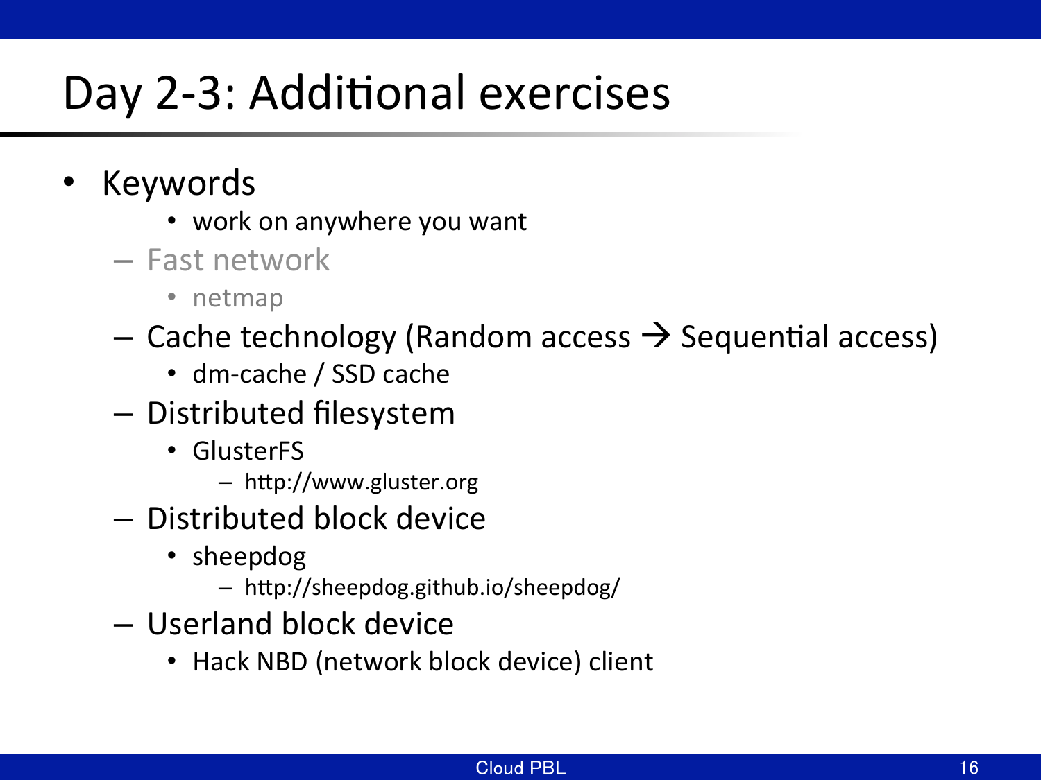# Day 2-3: Additional exercises

- Keywords
    - work on anywhere you want
  - Fast network
    - netmap
  - Cache technology (Random access → Sequential access)
    - dm-cache / SSD cache
  - Distributed filesystem
    - GlusterFS
      - http://www.gluster.org
  - Distributed block device
    - sheepdog
      - http://sheepdog.github.io/sheepdog/
  - Userland block device
    - Hack NBD (network block device) client